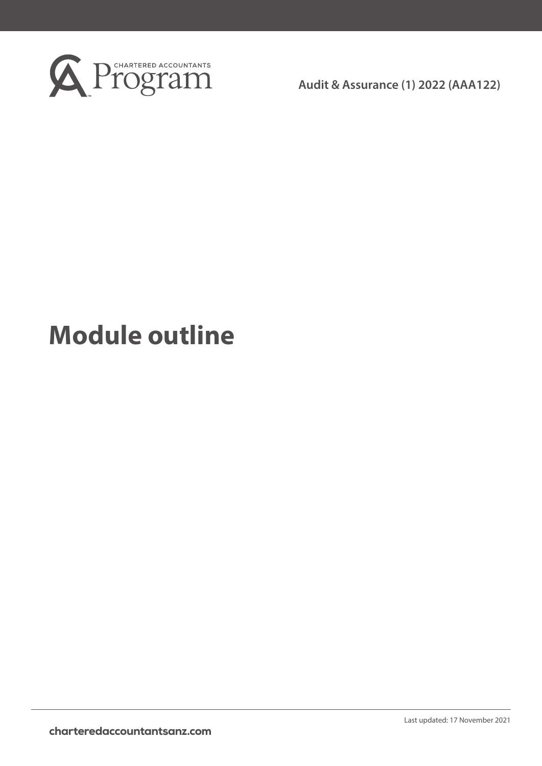CHARTERED ACCOUNTANTS Program

Audit & Assurance (1) 2022 (AAA122)

# Module outline

Last updated: 17 November 2021

charteredaccountantsanz.com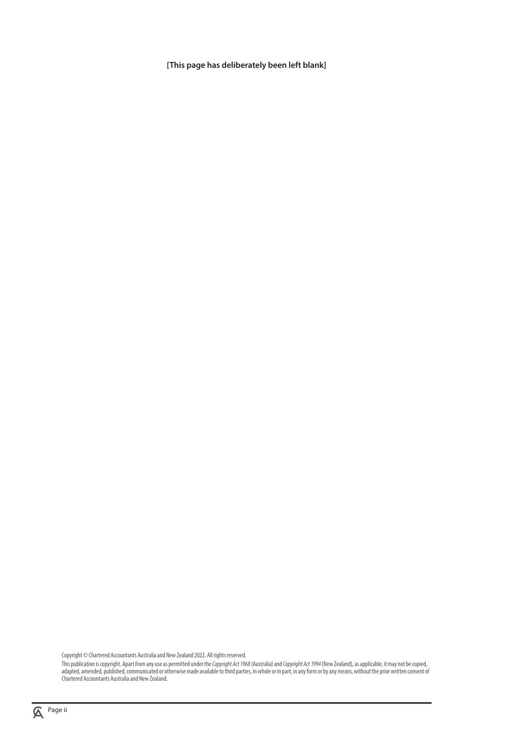**[This page has deliberately been left blank]**

Copyright © Chartered Accountants Australia and New Zealand 2022. All rights reserved.

This publication is copyright. Apart from any use as permitted under the *Copyright Act 1968* (Australia) and *Copyright Act 1994* (New Zealand), as applicable, it may not be copied, adapted, amended, published, communicated or otherwise made available to third parties, in whole or in part, in any form or by any means, without the prior written consent of Chartered Accountants Australia and New Zealand.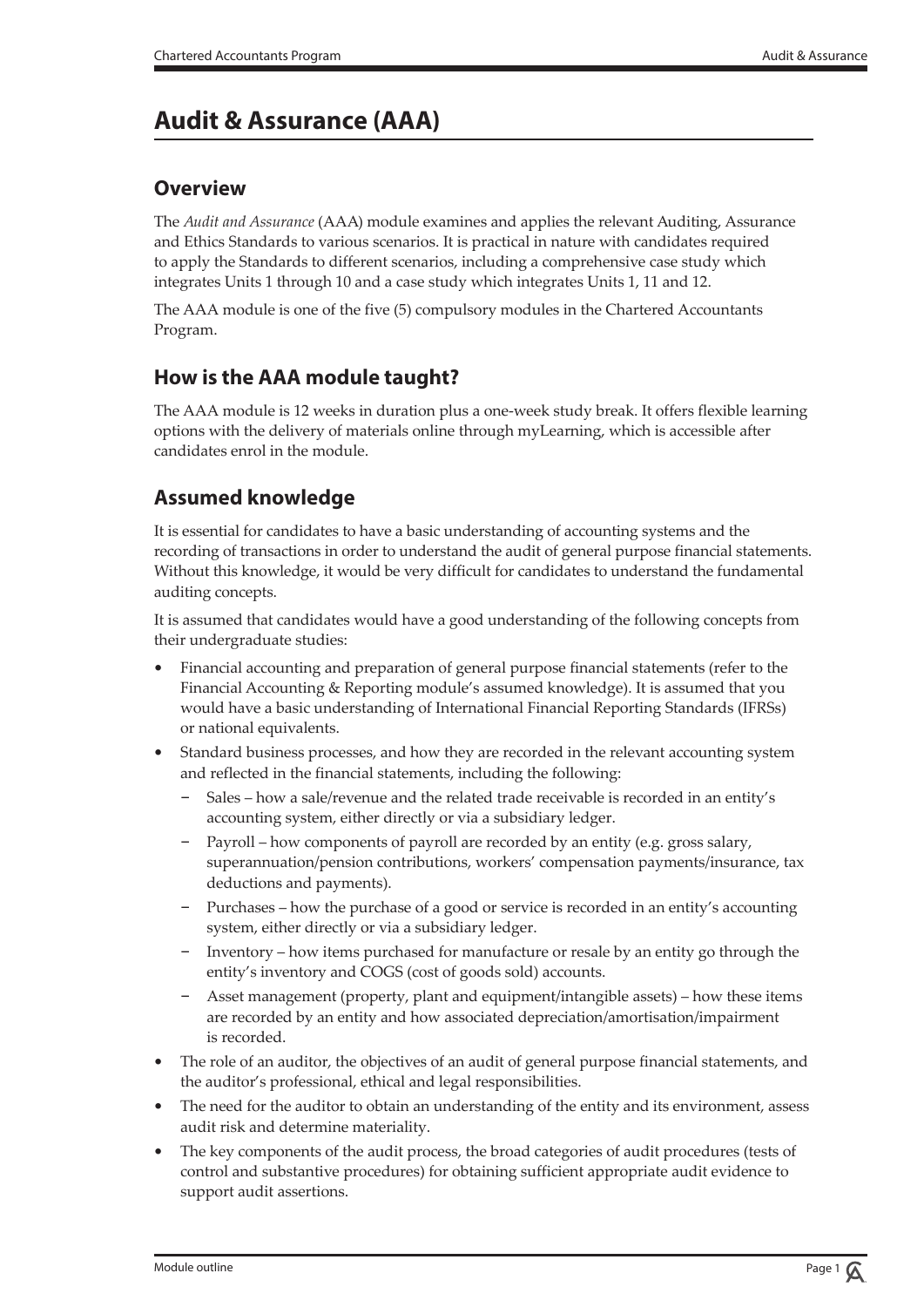# Audit & Assurance (AAA)

## Overview

The *Audit and Assurance* (AAA) module examines and applies the relevant Auditing, Assurance and Ethics Standards to various scenarios. It is practical in nature with candidates required to apply the Standards to different scenarios, including a comprehensive case study which integrates Units 1 through 10 and a case study which integrates Units 1, 11 and 12.

The AAA module is one of the five (5) compulsory modules in the Chartered Accountants Program.

## How is the AAA module taught?

The AAA module is 12 weeks in duration plus a one-week study break. It offers flexible learning options with the delivery of materials online through myLearning, which is accessible after candidates enrol in the module.

## Assumed knowledge

It is essential for candidates to have a basic understanding of accounting systems and the recording of transactions in order to understand the audit of general purpose financial statements. Without this knowledge, it would be very difficult for candidates to understand the fundamental auditing concepts.

It is assumed that candidates would have a good understanding of the following concepts from their undergraduate studies:

- Financial accounting and preparation of general purpose financial statements (refer to the Financial Accounting & Reporting module's assumed knowledge). It is assumed that you would have a basic understanding of International Financial Reporting Standards (IFRSs) or national equivalents.
- Standard business processes, and how they are recorded in the relevant accounting system and reflected in the financial statements, including the following:
  - Sales – how a sale/revenue and the related trade receivable is recorded in an entity's accounting system, either directly or via a subsidiary ledger.
  - Payroll – how components of payroll are recorded by an entity (e.g. gross salary, superannuation/pension contributions, workers' compensation payments/insurance, tax deductions and payments).
  - Purchases – how the purchase of a good or service is recorded in an entity's accounting system, either directly or via a subsidiary ledger.
  - Inventory – how items purchased for manufacture or resale by an entity go through the entity's inventory and COGS (cost of goods sold) accounts.
  - Asset management (property, plant and equipment/intangible assets) – how these items are recorded by an entity and how associated depreciation/amortisation/impairment is recorded.
- The role of an auditor, the objectives of an audit of general purpose financial statements, and the auditor's professional, ethical and legal responsibilities.
- The need for the auditor to obtain an understanding of the entity and its environment, assess audit risk and determine materiality.
- The key components of the audit process, the broad categories of audit procedures (tests of control and substantive procedures) for obtaining sufficient appropriate audit evidence to support audit assertions.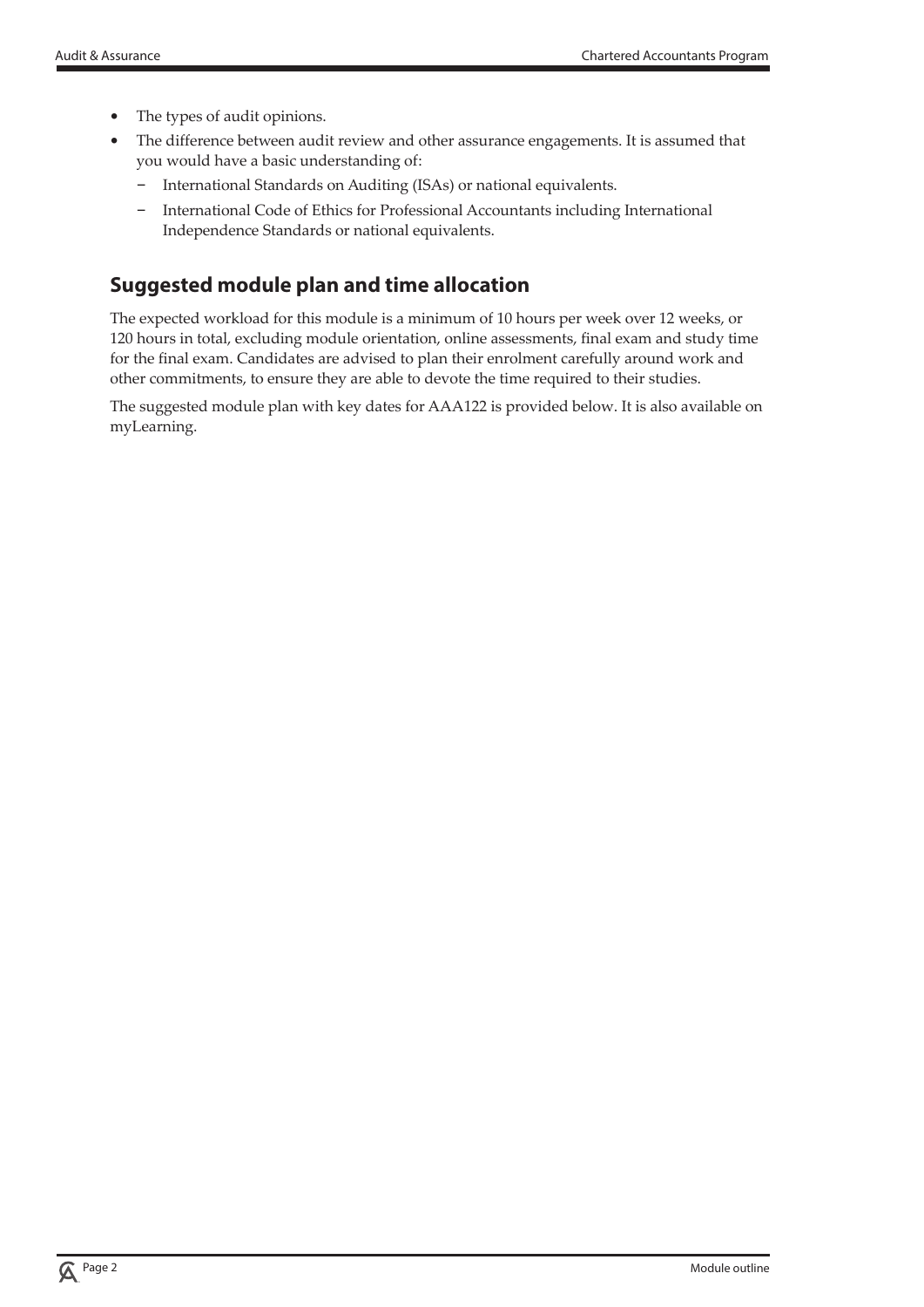- The types of audit opinions.
- The difference between audit review and other assurance engagements. It is assumed that you would have a basic understanding of:
  - International Standards on Auditing (ISAs) or national equivalents.
  - International Code of Ethics for Professional Accountants including International Independence Standards or national equivalents.

## Suggested module plan and time allocation

The expected workload for this module is a minimum of 10 hours per week over 12 weeks, or 120 hours in total, excluding module orientation, online assessments, final exam and study time for the final exam. Candidates are advised to plan their enrolment carefully around work and other commitments, to ensure they are able to devote the time required to their studies.

The suggested module plan with key dates for AAA122 is provided below. It is also available on myLearning.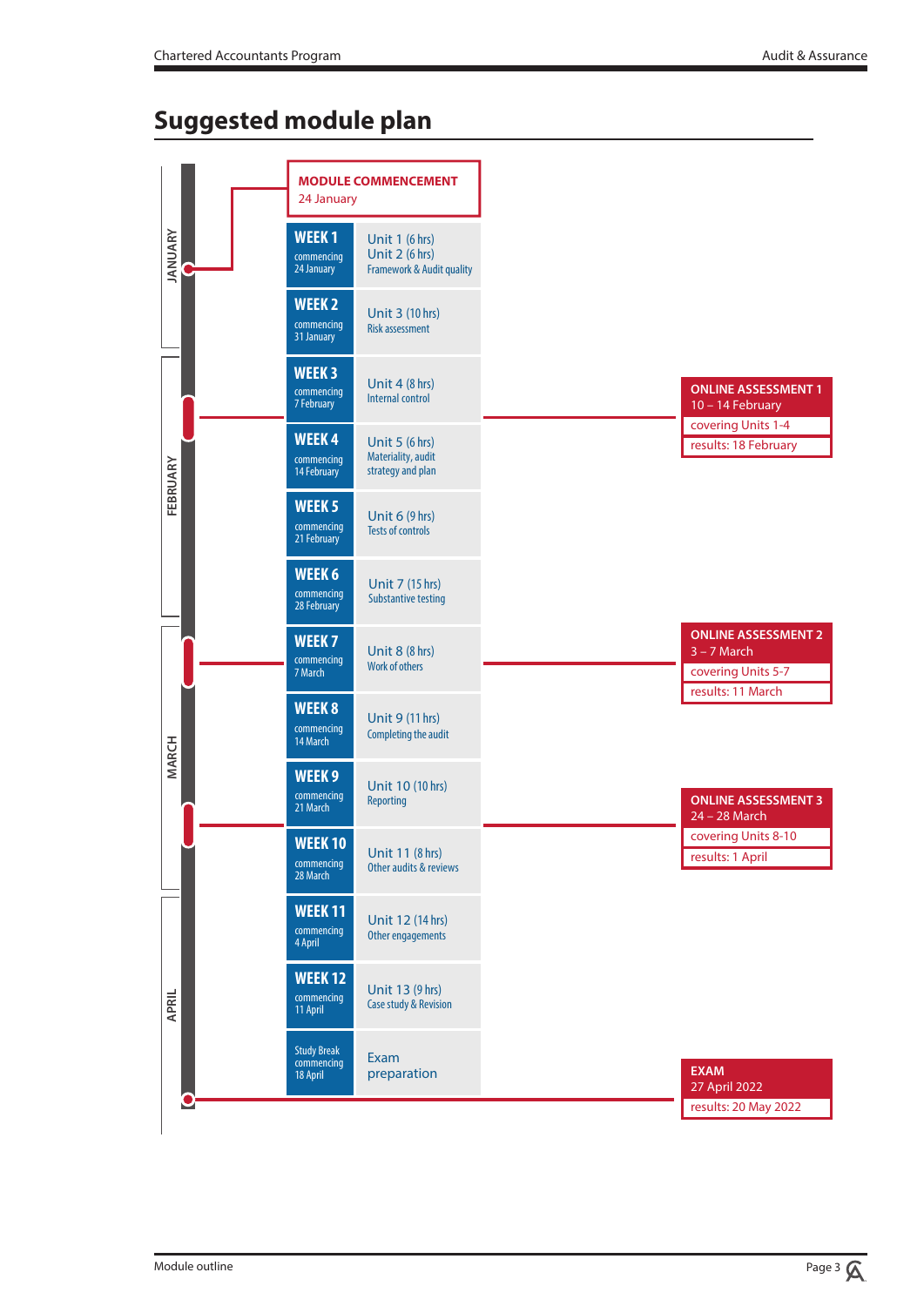# Suggested module plan

**MODULE COMMENCEMENT**
24 January

| Month | Week | Units | Assessment |
| --- | --- | --- | --- |
| JANUARY | **WEEK 1** commencing 24 January | Unit 1 (6 hrs)<br>Unit 2 (6 hrs)<br>Framework & Audit quality | |
| JANUARY | **WEEK 2** commencing 31 January | Unit 3 (10 hrs)<br>Risk assessment | |
| FEBRUARY | **WEEK 3** commencing 7 February | Unit 4 (8 hrs)<br>Internal control | **ONLINE ASSESSMENT 1**<br>10 – 14 February<br>covering Units 1-4<br>results: 18 February |
| FEBRUARY | **WEEK 4** commencing 14 February | Unit 5 (6 hrs)<br>Materiality, audit strategy and plan | |
| FEBRUARY | **WEEK 5** commencing 21 February | Unit 6 (9 hrs)<br>Tests of controls | |
| FEBRUARY | **WEEK 6** commencing 28 February | Unit 7 (15 hrs)<br>Substantive testing | |
| MARCH | **WEEK 7** commencing 7 March | Unit 8 (8 hrs)<br>Work of others | **ONLINE ASSESSMENT 2**<br>3 – 7 March<br>covering Units 5-7<br>results: 11 March |
| MARCH | **WEEK 8** commencing 14 March | Unit 9 (11 hrs)<br>Completing the audit | |
| MARCH | **WEEK 9** commencing 21 March | Unit 10 (10 hrs)<br>Reporting | **ONLINE ASSESSMENT 3**<br>24 – 28 March<br>covering Units 8-10<br>results: 1 April |
| MARCH | **WEEK 10** commencing 28 March | Unit 11 (8 hrs)<br>Other audits & reviews | |
| APRIL | **WEEK 11** commencing 4 April | Unit 12 (14 hrs)<br>Other engagements | |
| APRIL | **WEEK 12** commencing 11 April | Unit 13 (9 hrs)<br>Case study & Revision | |
| APRIL | Study Break commencing 18 April | Exam preparation | **EXAM**<br>27 April 2022<br>results: 20 May 2022 |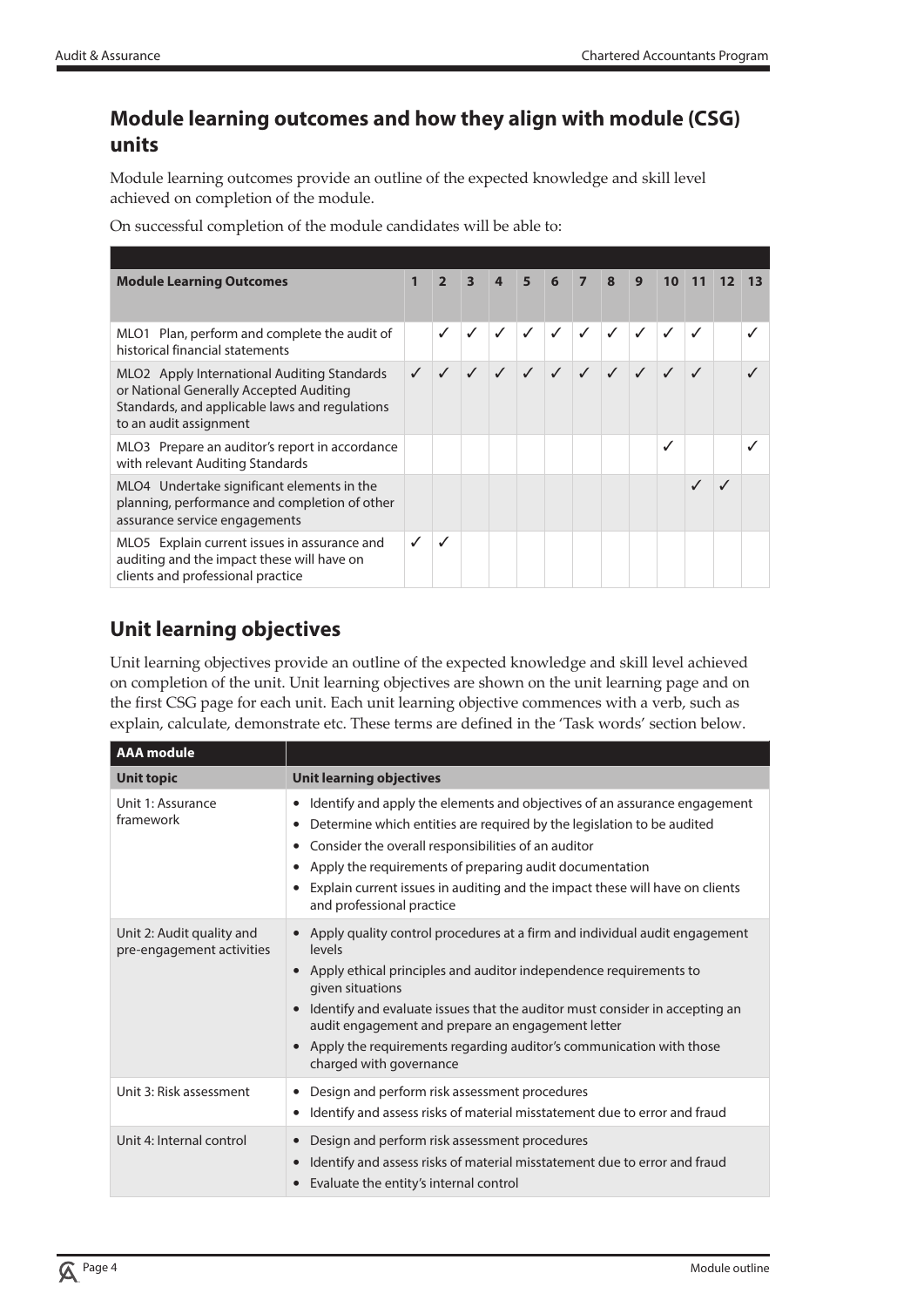## Module learning outcomes and how they align with module (CSG) units

Module learning outcomes provide an outline of the expected knowledge and skill level achieved on completion of the module.

On successful completion of the module candidates will be able to:

| Module Learning Outcomes | 1 | 2 | 3 | 4 | 5 | 6 | 7 | 8 | 9 | 10 | 11 | 12 | 13 |
|---|---|---|---|---|---|---|---|---|---|---|---|---|---|
| MLO1 Plan, perform and complete the audit of historical financial statements | | ✓ | ✓ | ✓ | ✓ | ✓ | ✓ | ✓ | ✓ | ✓ | ✓ | | ✓ |
| MLO2 Apply International Auditing Standards or National Generally Accepted Auditing Standards, and applicable laws and regulations to an audit assignment | ✓ | ✓ | ✓ | ✓ | ✓ | ✓ | ✓ | ✓ | ✓ | ✓ | ✓ | | ✓ |
| MLO3 Prepare an auditor's report in accordance with relevant Auditing Standards | | | | | | | | | | ✓ | | | ✓ |
| MLO4 Undertake significant elements in the planning, performance and completion of other assurance service engagements | | | | | | | | | | | ✓ | ✓ | |
| MLO5 Explain current issues in assurance and auditing and the impact these will have on clients and professional practice | ✓ | ✓ | | | | | | | | | | | |

## Unit learning objectives

Unit learning objectives provide an outline of the expected knowledge and skill level achieved on completion of the unit. Unit learning objectives are shown on the unit learning page and on the first CSG page for each unit. Each unit learning objective commences with a verb, such as explain, calculate, demonstrate etc. These terms are defined in the 'Task words' section below.

| AAA module | |
|---|---|
| **Unit topic** | **Unit learning objectives** |
| Unit 1: Assurance framework | • Identify and apply the elements and objectives of an assurance engagement<br>• Determine which entities are required by the legislation to be audited<br>• Consider the overall responsibilities of an auditor<br>• Apply the requirements of preparing audit documentation<br>• Explain current issues in auditing and the impact these will have on clients and professional practice |
| Unit 2: Audit quality and pre-engagement activities | • Apply quality control procedures at a firm and individual audit engagement levels<br>• Apply ethical principles and auditor independence requirements to given situations<br>• Identify and evaluate issues that the auditor must consider in accepting an audit engagement and prepare an engagement letter<br>• Apply the requirements regarding auditor's communication with those charged with governance |
| Unit 3: Risk assessment | • Design and perform risk assessment procedures<br>• Identify and assess risks of material misstatement due to error and fraud |
| Unit 4: Internal control | • Design and perform risk assessment procedures<br>• Identify and assess risks of material misstatement due to error and fraud<br>• Evaluate the entity's internal control |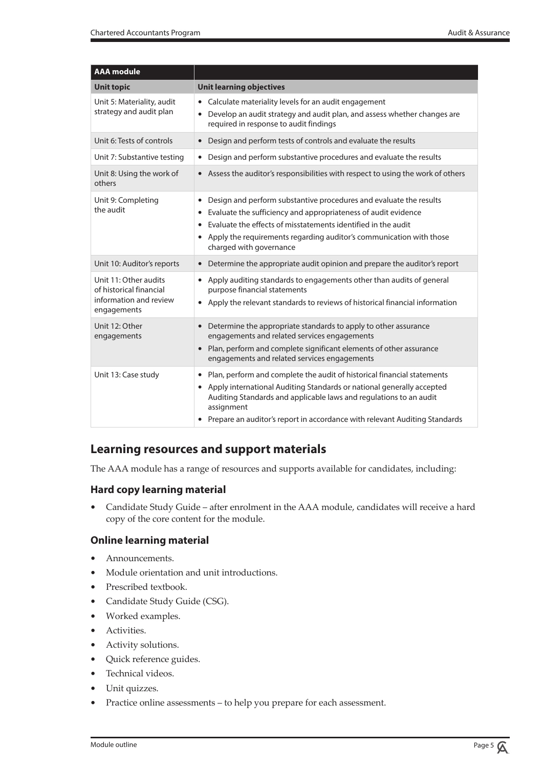| AAA module | |
|---|---|
| **Unit topic** | **Unit learning objectives** |
| Unit 5: Materiality, audit strategy and audit plan | • Calculate materiality levels for an audit engagement<br>• Develop an audit strategy and audit plan, and assess whether changes are required in response to audit findings |
| Unit 6: Tests of controls | • Design and perform tests of controls and evaluate the results |
| Unit 7: Substantive testing | • Design and perform substantive procedures and evaluate the results |
| Unit 8: Using the work of others | • Assess the auditor's responsibilities with respect to using the work of others |
| Unit 9: Completing the audit | • Design and perform substantive procedures and evaluate the results<br>• Evaluate the sufficiency and appropriateness of audit evidence<br>• Evaluate the effects of misstatements identified in the audit<br>• Apply the requirements regarding auditor's communication with those charged with governance |
| Unit 10: Auditor's reports | • Determine the appropriate audit opinion and prepare the auditor's report |
| Unit 11: Other audits of historical financial information and review engagements | • Apply auditing standards to engagements other than audits of general purpose financial statements<br>• Apply the relevant standards to reviews of historical financial information |
| Unit 12: Other engagements | • Determine the appropriate standards to apply to other assurance engagements and related services engagements<br>• Plan, perform and complete significant elements of other assurance engagements and related services engagements |
| Unit 13: Case study | • Plan, perform and complete the audit of historical financial statements<br>• Apply international Auditing Standards or national generally accepted Auditing Standards and applicable laws and regulations to an audit assignment<br>• Prepare an auditor's report in accordance with relevant Auditing Standards |

## Learning resources and support materials

The AAA module has a range of resources and supports available for candidates, including:

### Hard copy learning material

- Candidate Study Guide – after enrolment in the AAA module, candidates will receive a hard copy of the core content for the module.

### Online learning material

- Announcements.
- Module orientation and unit introductions.
- Prescribed textbook.
- Candidate Study Guide (CSG).
- Worked examples.
- Activities.
- Activity solutions.
- Quick reference guides.
- Technical videos.
- Unit quizzes.
- Practice online assessments – to help you prepare for each assessment.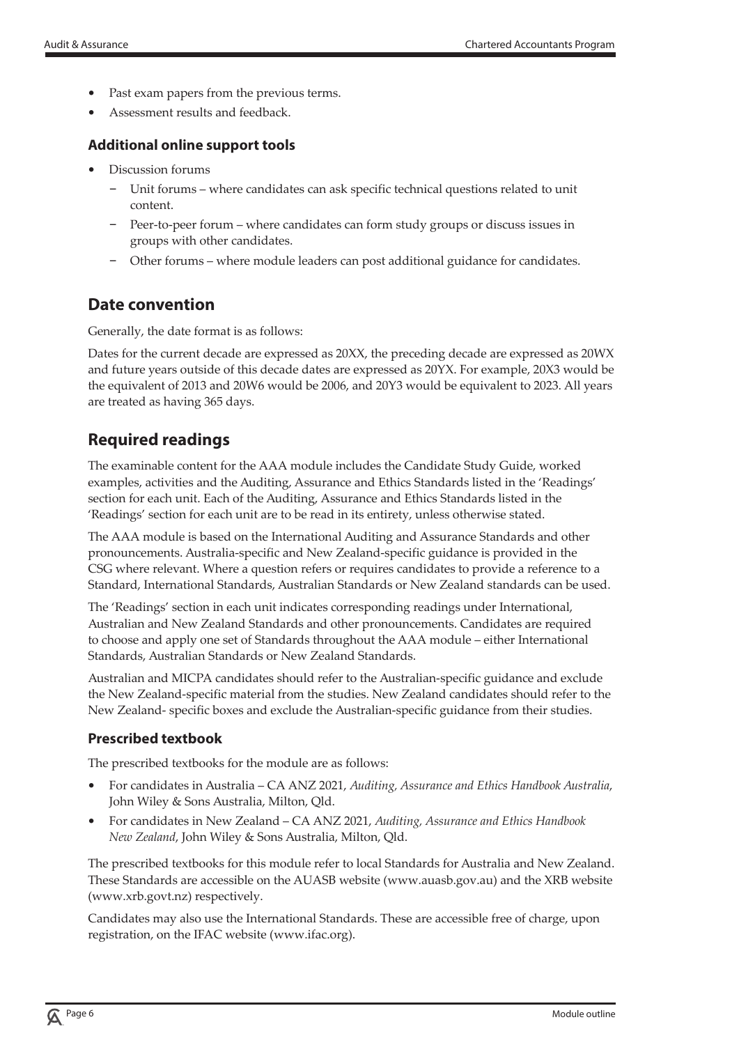- Past exam papers from the previous terms.
- Assessment results and feedback.

### Additional online support tools

- Discussion forums
  - Unit forums – where candidates can ask specific technical questions related to unit content.
  - Peer-to-peer forum – where candidates can form study groups or discuss issues in groups with other candidates.
  - Other forums – where module leaders can post additional guidance for candidates.

## Date convention

Generally, the date format is as follows:

Dates for the current decade are expressed as 20XX, the preceding decade are expressed as 20WX and future years outside of this decade dates are expressed as 20YX. For example, 20X3 would be the equivalent of 2013 and 20W6 would be 2006, and 20Y3 would be equivalent to 2023. All years are treated as having 365 days.

## Required readings

The examinable content for the AAA module includes the Candidate Study Guide, worked examples, activities and the Auditing, Assurance and Ethics Standards listed in the 'Readings' section for each unit. Each of the Auditing, Assurance and Ethics Standards listed in the 'Readings' section for each unit are to be read in its entirety, unless otherwise stated.

The AAA module is based on the International Auditing and Assurance Standards and other pronouncements. Australia-specific and New Zealand-specific guidance is provided in the CSG where relevant. Where a question refers or requires candidates to provide a reference to a Standard, International Standards, Australian Standards or New Zealand standards can be used.

The 'Readings' section in each unit indicates corresponding readings under International, Australian and New Zealand Standards and other pronouncements. Candidates are required to choose and apply one set of Standards throughout the AAA module – either International Standards, Australian Standards or New Zealand Standards.

Australian and MICPA candidates should refer to the Australian-specific guidance and exclude the New Zealand-specific material from the studies. New Zealand candidates should refer to the New Zealand- specific boxes and exclude the Australian-specific guidance from their studies.

### Prescribed textbook

The prescribed textbooks for the module are as follows:

- For candidates in Australia – CA ANZ 2021, *Auditing, Assurance and Ethics Handbook Australia*, John Wiley & Sons Australia, Milton, Qld.
- For candidates in New Zealand – CA ANZ 2021, *Auditing, Assurance and Ethics Handbook New Zealand*, John Wiley & Sons Australia, Milton, Qld.

The prescribed textbooks for this module refer to local Standards for Australia and New Zealand. These Standards are accessible on the AUASB website (www.auasb.gov.au) and the XRB website (www.xrb.govt.nz) respectively.

Candidates may also use the International Standards. These are accessible free of charge, upon registration, on the IFAC website (www.ifac.org).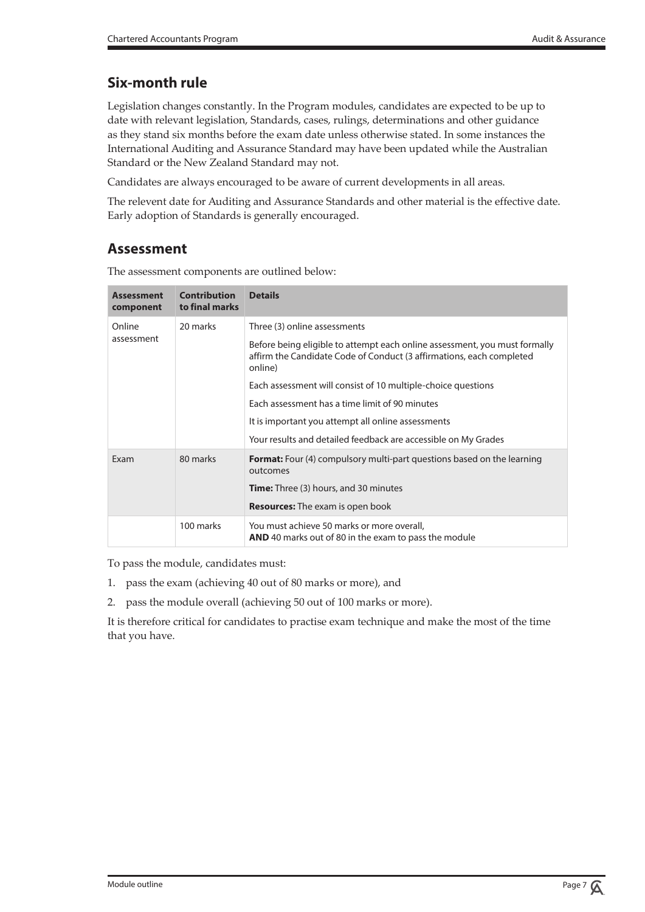## Six-month rule

Legislation changes constantly. In the Program modules, candidates are expected to be up to date with relevant legislation, Standards, cases, rulings, determinations and other guidance as they stand six months before the exam date unless otherwise stated. In some instances the International Auditing and Assurance Standard may have been updated while the Australian Standard or the New Zealand Standard may not.

Candidates are always encouraged to be aware of current developments in all areas.

The relevent date for Auditing and Assurance Standards and other material is the effective date. Early adoption of Standards is generally encouraged.

## Assessment

The assessment components are outlined below:

| Assessment component | Contribution to final marks | Details |
|---|---|---|
| Online assessment | 20 marks | Three (3) online assessments<br>Before being eligible to attempt each online assessment, you must formally affirm the Candidate Code of Conduct (3 affirmations, each completed online)<br>Each assessment will consist of 10 multiple-choice questions<br>Each assessment has a time limit of 90 minutes<br>It is important you attempt all online assessments<br>Your results and detailed feedback are accessible on My Grades |
| Exam | 80 marks | **Format:** Four (4) compulsory multi-part questions based on the learning outcomes<br>**Time:** Three (3) hours, and 30 minutes<br>**Resources:** The exam is open book |
| | 100 marks | You must achieve 50 marks or more overall, **AND** 40 marks out of 80 in the exam to pass the module |

To pass the module, candidates must:

1. pass the exam (achieving 40 out of 80 marks or more), and
2. pass the module overall (achieving 50 out of 100 marks or more).

It is therefore critical for candidates to practise exam technique and make the most of the time that you have.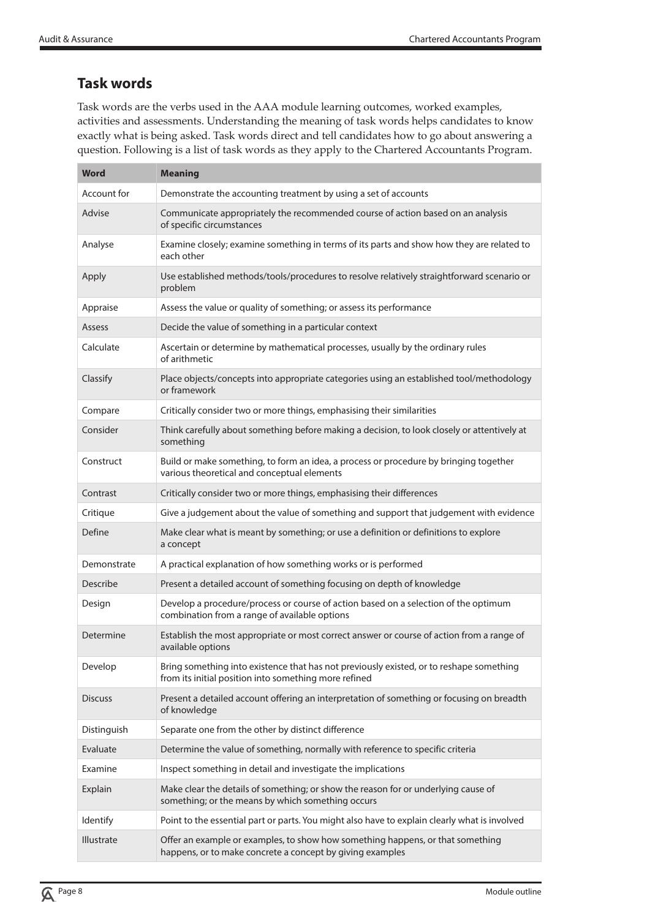## Task words

Task words are the verbs used in the AAA module learning outcomes, worked examples, activities and assessments. Understanding the meaning of task words helps candidates to know exactly what is being asked. Task words direct and tell candidates how to go about answering a question. Following is a list of task words as they apply to the Chartered Accountants Program.

| Word | Meaning |
|---|---|
| Account for | Demonstrate the accounting treatment by using a set of accounts |
| Advise | Communicate appropriately the recommended course of action based on an analysis of specific circumstances |
| Analyse | Examine closely; examine something in terms of its parts and show how they are related to each other |
| Apply | Use established methods/tools/procedures to resolve relatively straightforward scenario or problem |
| Appraise | Assess the value or quality of something; or assess its performance |
| Assess | Decide the value of something in a particular context |
| Calculate | Ascertain or determine by mathematical processes, usually by the ordinary rules of arithmetic |
| Classify | Place objects/concepts into appropriate categories using an established tool/methodology or framework |
| Compare | Critically consider two or more things, emphasising their similarities |
| Consider | Think carefully about something before making a decision, to look closely or attentively at something |
| Construct | Build or make something, to form an idea, a process or procedure by bringing together various theoretical and conceptual elements |
| Contrast | Critically consider two or more things, emphasising their differences |
| Critique | Give a judgement about the value of something and support that judgement with evidence |
| Define | Make clear what is meant by something; or use a definition or definitions to explore a concept |
| Demonstrate | A practical explanation of how something works or is performed |
| Describe | Present a detailed account of something focusing on depth of knowledge |
| Design | Develop a procedure/process or course of action based on a selection of the optimum combination from a range of available options |
| Determine | Establish the most appropriate or most correct answer or course of action from a range of available options |
| Develop | Bring something into existence that has not previously existed, or to reshape something from its initial position into something more refined |
| Discuss | Present a detailed account offering an interpretation of something or focusing on breadth of knowledge |
| Distinguish | Separate one from the other by distinct difference |
| Evaluate | Determine the value of something, normally with reference to specific criteria |
| Examine | Inspect something in detail and investigate the implications |
| Explain | Make clear the details of something; or show the reason for or underlying cause of something; or the means by which something occurs |
| Identify | Point to the essential part or parts. You might also have to explain clearly what is involved |
| Illustrate | Offer an example or examples, to show how something happens, or that something happens, or to make concrete a concept by giving examples |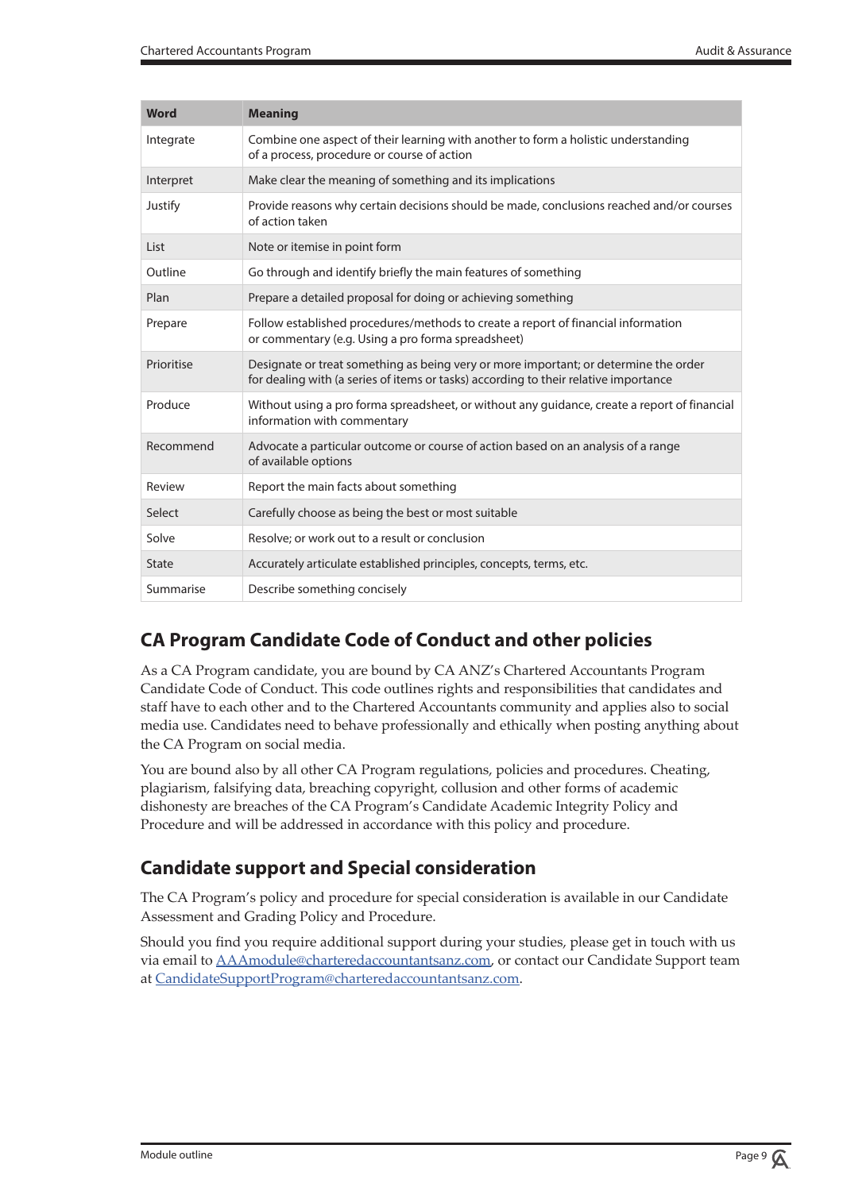| Word | Meaning |
|---|---|
| Integrate | Combine one aspect of their learning with another to form a holistic understanding of a process, procedure or course of action |
| Interpret | Make clear the meaning of something and its implications |
| Justify | Provide reasons why certain decisions should be made, conclusions reached and/or courses of action taken |
| List | Note or itemise in point form |
| Outline | Go through and identify briefly the main features of something |
| Plan | Prepare a detailed proposal for doing or achieving something |
| Prepare | Follow established procedures/methods to create a report of financial information or commentary (e.g. Using a pro forma spreadsheet) |
| Prioritise | Designate or treat something as being very or more important; or determine the order for dealing with (a series of items or tasks) according to their relative importance |
| Produce | Without using a pro forma spreadsheet, or without any guidance, create a report of financial information with commentary |
| Recommend | Advocate a particular outcome or course of action based on an analysis of a range of available options |
| Review | Report the main facts about something |
| Select | Carefully choose as being the best or most suitable |
| Solve | Resolve; or work out to a result or conclusion |
| State | Accurately articulate established principles, concepts, terms, etc. |
| Summarise | Describe something concisely |

## CA Program Candidate Code of Conduct and other policies

As a CA Program candidate, you are bound by CA ANZ's Chartered Accountants Program Candidate Code of Conduct. This code outlines rights and responsibilities that candidates and staff have to each other and to the Chartered Accountants community and applies also to social media use. Candidates need to behave professionally and ethically when posting anything about the CA Program on social media.

You are bound also by all other CA Program regulations, policies and procedures. Cheating, plagiarism, falsifying data, breaching copyright, collusion and other forms of academic dishonesty are breaches of the CA Program's Candidate Academic Integrity Policy and Procedure and will be addressed in accordance with this policy and procedure.

## Candidate support and Special consideration

The CA Program's policy and procedure for special consideration is available in our Candidate Assessment and Grading Policy and Procedure.

Should you find you require additional support during your studies, please get in touch with us via email to AAAmodule@charteredaccountantsanz.com, or contact our Candidate Support team at CandidateSupportProgram@charteredaccountantsanz.com.